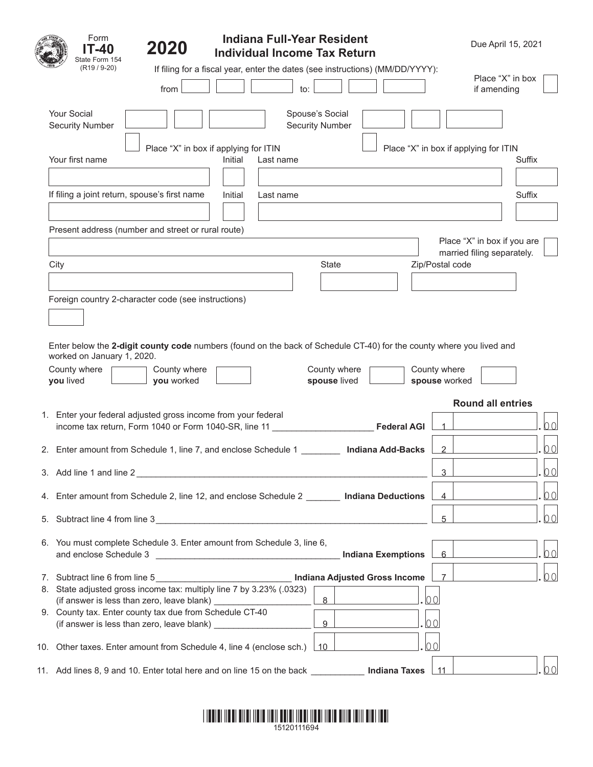Form **IT-40**
State Form 154
(R19 / 9-20)

# 2020 Indiana Full-Year Resident Individual Income Tax Return

Due April 15, 2021

If filing for a fiscal year, enter the dates (see instructions) (MM/DD/YYYY):

from ______ ______ ______ to: ______ ______ ______

Place "X" in box if amending ☐

Your Social Security Number ______ ______ ______

☐ Place "X" in box if applying for ITIN

Spouse's Social Security Number ______ ______ ______

☐ Place "X" in box if applying for ITIN

| Your first name | Initial | Last name | Suffix |
|---|---|---|---|
| | | | |

| If filing a joint return, spouse's first name | Initial | Last name | Suffix |
|---|---|---|---|
| | | | |

Present address (number and street or rural route)

Place "X" in box if you are married filing separately. ☐

| City | State | Zip/Postal code |
|---|---|---|
| | | |

Foreign country 2-character code (see instructions)

Enter below the **2-digit county code** numbers (found on the back of Schedule CT-40) for the county where you lived and worked on January 1, 2020.

| County where **you** lived | County where **you** worked | County where **spouse** lived | County where **spouse** worked |
|---|---|---|---|
| | | | |

**Round all entries**

| Line | Description | | Amount |
|---|---|---|---|
| 1. | Enter your federal adjusted gross income from your federal income tax return, Form 1040 or Form 1040-SR, line 11 | **Federal AGI** | 1 ______ .00 |
| 2. | Enter amount from Schedule 1, line 7, and enclose Schedule 1 | **Indiana Add-Backs** | 2 ______ .00 |
| 3. | Add line 1 and line 2 | | 3 ______ .00 |
| 4. | Enter amount from Schedule 2, line 12, and enclose Schedule 2 | **Indiana Deductions** | 4 ______ .00 |
| 5. | Subtract line 4 from line 3 | | 5 ______ .00 |
| 6. | You must complete Schedule 3. Enter amount from Schedule 3, line 6, and enclose Schedule 3 | **Indiana Exemptions** | 6 ______ .00 |
| 7. | Subtract line 6 from line 5 | **Indiana Adjusted Gross Income** | 7 ______ .00 |
| 8. | State adjusted gross income tax: multiply line 7 by 3.23% (.0323) (if answer is less than zero, leave blank) | 8 ______ .00 | |
| 9. | County tax. Enter county tax due from Schedule CT-40 (if answer is less than zero, leave blank) | 9 ______ .00 | |
| 10. | Other taxes. Enter amount from Schedule 4, line 4 (enclose sch.) | 10 ______ .00 | |
| 11. | Add lines 8, 9 and 10. Enter total here and on line 15 on the back | **Indiana Taxes** | 11 ______ .00 |

15120111694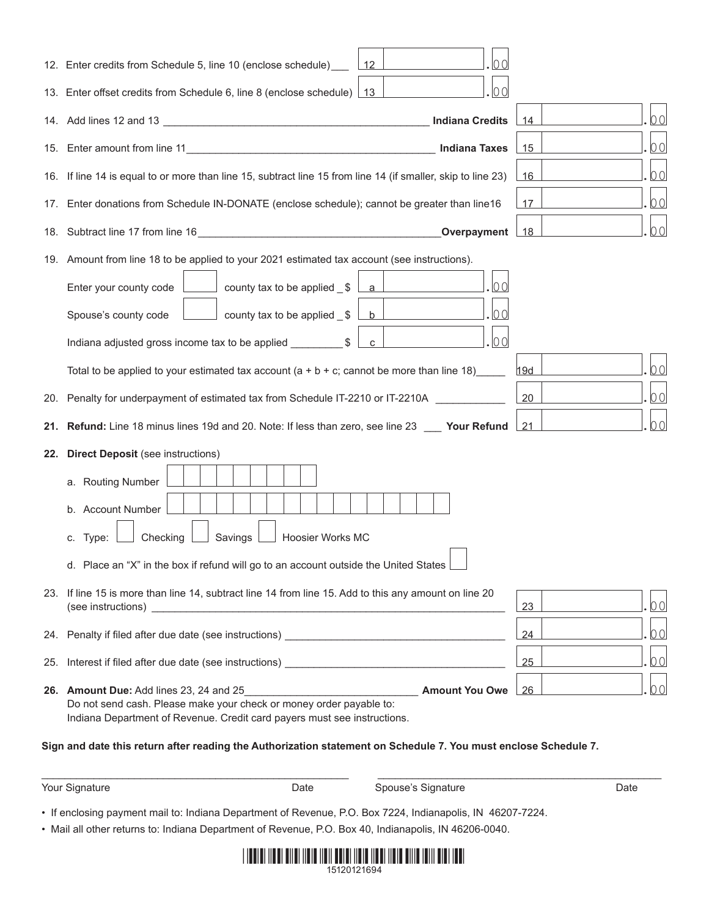12. Enter credits from Schedule 5, line 10 (enclose schedule) ___ | 12 | .00

13. Enter offset credits from Schedule 6, line 8 (enclose schedule) | 13 | .00

14. Add lines 12 and 13 ______________________________________________ **Indiana Credits** | 14 | .00

15. Enter amount from line 11 __________________________________________ **Indiana Taxes** | 15 | .00

16. If line 14 is equal to or more than line 15, subtract line 15 from line 14 (if smaller, skip to line 23) | 16 | .00

17. Enter donations from Schedule IN-DONATE (enclose schedule); cannot be greater than line16 | 17 | .00

18. Subtract line 17 from line 16 _________________________________________ **Overpayment** | 18 | .00

19. Amount from line 18 to be applied to your 2021 estimated tax account (see instructions).

    Enter your county code [ ] county tax to be applied _ $ | a | .00

    Spouse's county code [ ] county tax to be applied _ $ | b | .00

    Indiana adjusted gross income tax to be applied _________ $ | c | .00

    Total to be applied to your estimated tax account (a + b + c; cannot be more than line 18) _____ | 19d | .00

20. Penalty for underpayment of estimated tax from Schedule IT-2210 or IT-2210A ____________ | 20 | .00

**21. Refund:** Line 18 minus lines 19d and 20. Note: If less than zero, see line 23 ___ **Your Refund** | 21 | .00

**22. Direct Deposit** (see instructions)

   a. Routing Number [ ]

   b. Account Number [ ]

   c. Type: [ ] Checking [ ] Savings [ ] Hoosier Works MC

   d. Place an "X" in the box if refund will go to an account outside the United States [ ]

23. If line 15 is more than line 14, subtract line 14 from line 15. Add to this any amount on line 20 (see instructions) ______________________________________________ | 23 | .00

24. Penalty if filed after due date (see instructions) ______________________________________ | 24 | .00

25. Interest if filed after due date (see instructions) ______________________________________ | 25 | .00

**26. Amount Due:** Add lines 23, 24 and 25 ______________________________ **Amount You Owe** | 26 | .00

Do not send cash. Please make your check or money order payable to: Indiana Department of Revenue. Credit card payers must see instructions.

**Sign and date this return after reading the Authorization statement on Schedule 7. You must enclose Schedule 7.**

| | | | |
|---|---|---|---|
| Your Signature | Date | Spouse's Signature | Date |

- If enclosing payment mail to: Indiana Department of Revenue, P.O. Box 7224, Indianapolis, IN 46207-7224.
- Mail all other returns to: Indiana Department of Revenue, P.O. Box 40, Indianapolis, IN 46206-0040.

15120121694